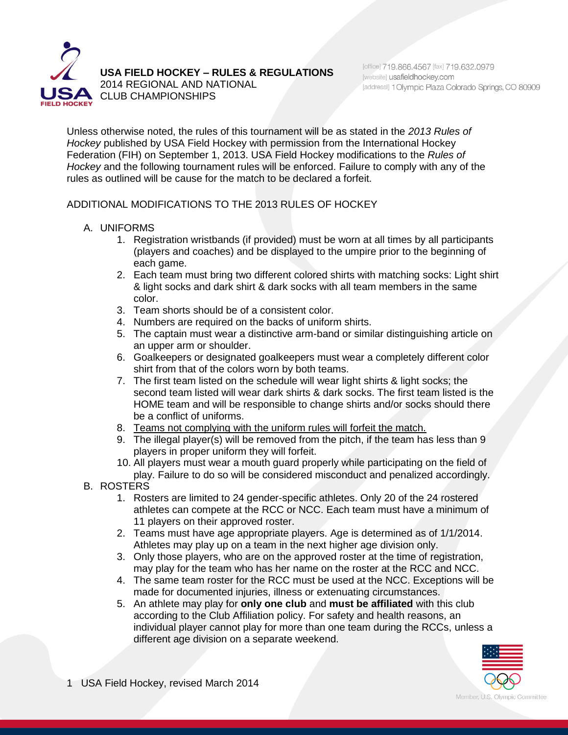# USA FIELD HOCKEY – RULES & REGULATIONS

2014 REGIONAL AND NATIONAL CLUB CHAMPIONSHIPS

[office] 719.866.4567 [fax] 719.632.0979
[website] usafieldhockey.com
[address] 1 Olympic Plaza Colorado Springs, CO 80909

Unless otherwise noted, the rules of this tournament will be as stated in the *2013 Rules of Hockey* published by USA Field Hockey with permission from the International Hockey Federation (FIH) on September 1, 2013. USA Field Hockey modifications to the *Rules of Hockey* and the following tournament rules will be enforced. Failure to comply with any of the rules as outlined will be cause for the match to be declared a forfeit.

## ADDITIONAL MODIFICATIONS TO THE 2013 RULES OF HOCKEY

A. UNIFORMS
   1. Registration wristbands (if provided) must be worn at all times by all participants (players and coaches) and be displayed to the umpire prior to the beginning of each game.
   2. Each team must bring two different colored shirts with matching socks: Light shirt & light socks and dark shirt & dark socks with all team members in the same color.
   3. Team shorts should be of a consistent color.
   4. Numbers are required on the backs of uniform shirts.
   5. The captain must wear a distinctive arm-band or similar distinguishing article on an upper arm or shoulder.
   6. Goalkeepers or designated goalkeepers must wear a completely different color shirt from that of the colors worn by both teams.
   7. The first team listed on the schedule will wear light shirts & light socks; the second team listed will wear dark shirts & dark socks. The first team listed is the HOME team and will be responsible to change shirts and/or socks should there be a conflict of uniforms.
   8. <u>Teams not complying with the uniform rules will forfeit the match.</u>
   9. The illegal player(s) will be removed from the pitch, if the team has less than 9 players in proper uniform they will forfeit.
   10. All players must wear a mouth guard properly while participating on the field of play. Failure to do so will be considered misconduct and penalized accordingly.

B. ROSTERS
   1. Rosters are limited to 24 gender-specific athletes. Only 20 of the 24 rostered athletes can compete at the RCC or NCC. Each team must have a minimum of 11 players on their approved roster.
   2. Teams must have age appropriate players. Age is determined as of 1/1/2014. Athletes may play up on a team in the next higher age division only.
   3. Only those players, who are on the approved roster at the time of registration, may play for the team who has her name on the roster at the RCC and NCC.
   4. The same team roster for the RCC must be used at the NCC. Exceptions will be made for documented injuries, illness or extenuating circumstances.
   5. An athlete may play for **only one club** and **must be affiliated** with this club according to the Club Affiliation policy. For safety and health reasons, an individual player cannot play for more than one team during the RCCs, unless a different age division on a separate weekend.

USA Field Hockey, revised March 2014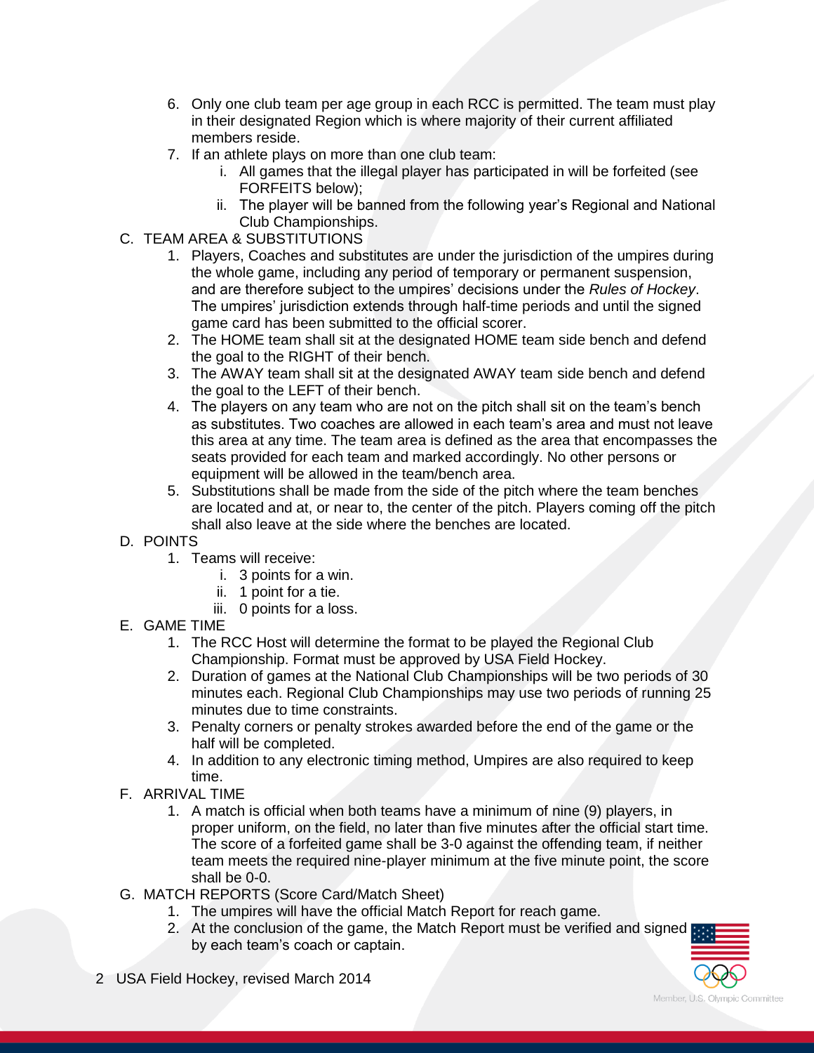6. Only one club team per age group in each RCC is permitted. The team must play in their designated Region which is where majority of their current affiliated members reside.
7. If an athlete plays on more than one club team:
   i. All games that the illegal player has participated in will be forfeited (see FORFEITS below);
   ii. The player will be banned from the following year's Regional and National Club Championships.

C. TEAM AREA & SUBSTITUTIONS

1. Players, Coaches and substitutes are under the jurisdiction of the umpires during the whole game, including any period of temporary or permanent suspension, and are therefore subject to the umpires' decisions under the *Rules of Hockey*. The umpires' jurisdiction extends through half-time periods and until the signed game card has been submitted to the official scorer.
2. The HOME team shall sit at the designated HOME team side bench and defend the goal to the RIGHT of their bench.
3. The AWAY team shall sit at the designated AWAY team side bench and defend the goal to the LEFT of their bench.
4. The players on any team who are not on the pitch shall sit on the team's bench as substitutes. Two coaches are allowed in each team's area and must not leave this area at any time. The team area is defined as the area that encompasses the seats provided for each team and marked accordingly. No other persons or equipment will be allowed in the team/bench area.
5. Substitutions shall be made from the side of the pitch where the team benches are located and at, or near to, the center of the pitch. Players coming off the pitch shall also leave at the side where the benches are located.

D. POINTS

1. Teams will receive:
   i. 3 points for a win.
   ii. 1 point for a tie.
   iii. 0 points for a loss.

E. GAME TIME

1. The RCC Host will determine the format to be played the Regional Club Championship. Format must be approved by USA Field Hockey.
2. Duration of games at the National Club Championships will be two periods of 30 minutes each. Regional Club Championships may use two periods of running 25 minutes due to time constraints.
3. Penalty corners or penalty strokes awarded before the end of the game or the half will be completed.
4. In addition to any electronic timing method, Umpires are also required to keep time.

F. ARRIVAL TIME

1. A match is official when both teams have a minimum of nine (9) players, in proper uniform, on the field, no later than five minutes after the official start time. The score of a forfeited game shall be 3-0 against the offending team, if neither team meets the required nine-player minimum at the five minute point, the score shall be 0-0.

G. MATCH REPORTS (Score Card/Match Sheet)

1. The umpires will have the official Match Report for reach game.
2. At the conclusion of the game, the Match Report must be verified and signed by each team's coach or captain.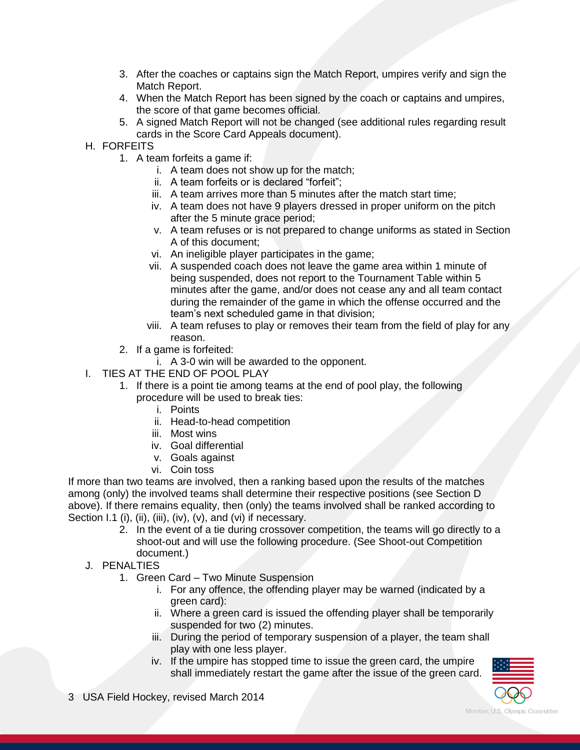3. After the coaches or captains sign the Match Report, umpires verify and sign the Match Report.
4. When the Match Report has been signed by the coach or captains and umpires, the score of that game becomes official.
5. A signed Match Report will not be changed (see additional rules regarding result cards in the Score Card Appeals document).

H. FORFEITS

1. A team forfeits a game if:
   i. A team does not show up for the match;
   ii. A team forfeits or is declared "forfeit";
   iii. A team arrives more than 5 minutes after the match start time;
   iv. A team does not have 9 players dressed in proper uniform on the pitch after the 5 minute grace period;
   v. A team refuses or is not prepared to change uniforms as stated in Section A of this document;
   vi. An ineligible player participates in the game;
   vii. A suspended coach does not leave the game area within 1 minute of being suspended, does not report to the Tournament Table within 5 minutes after the game, and/or does not cease any and all team contact during the remainder of the game in which the offense occurred and the team's next scheduled game in that division;
   viii. A team refuses to play or removes their team from the field of play for any reason.
2. If a game is forfeited:
   i. A 3-0 win will be awarded to the opponent.

I. TIES AT THE END OF POOL PLAY

1. If there is a point tie among teams at the end of pool play, the following procedure will be used to break ties:
   i. Points
   ii. Head-to-head competition
   iii. Most wins
   iv. Goal differential
   v. Goals against
   vi. Coin toss

If more than two teams are involved, then a ranking based upon the results of the matches among (only) the involved teams shall determine their respective positions (see Section D above). If there remains equality, then (only) the teams involved shall be ranked according to Section I.1 (i), (ii), (iii), (iv), (v), and (vi) if necessary.

2. In the event of a tie during crossover competition, the teams will go directly to a shoot-out and will use the following procedure. (See Shoot-out Competition document.)

J. PENALTIES

1. Green Card – Two Minute Suspension
   i. For any offence, the offending player may be warned (indicated by a green card):
   ii. Where a green card is issued the offending player shall be temporarily suspended for two (2) minutes.
   iii. During the period of temporary suspension of a player, the team shall play with one less player.
   iv. If the umpire has stopped time to issue the green card, the umpire shall immediately restart the game after the issue of the green card.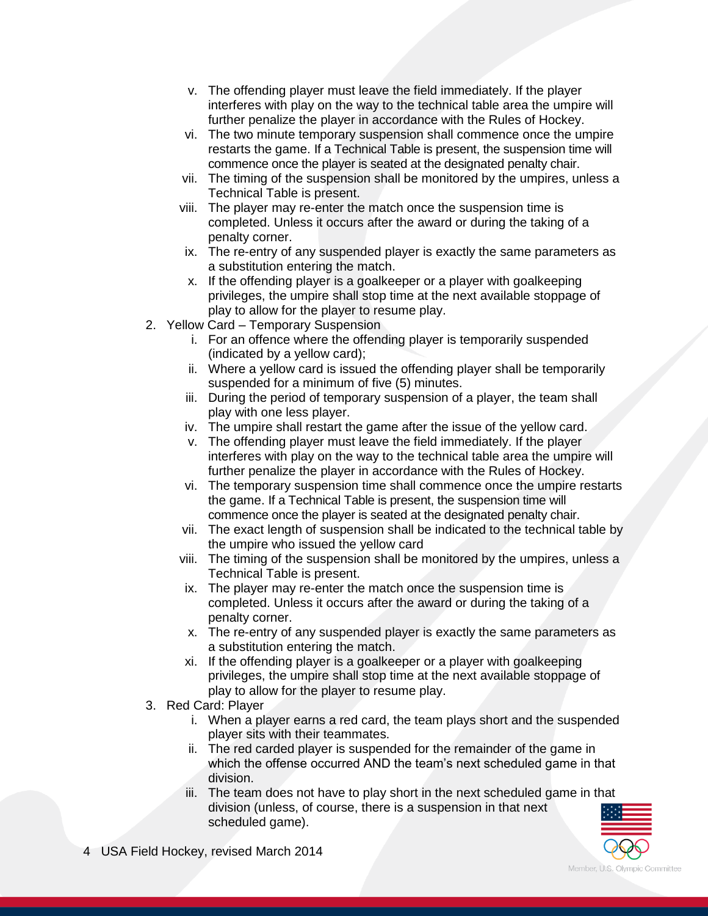v. The offending player must leave the field immediately. If the player interferes with play on the way to the technical table area the umpire will further penalize the player in accordance with the Rules of Hockey.
   vi. The two minute temporary suspension shall commence once the umpire restarts the game. If a Technical Table is present, the suspension time will commence once the player is seated at the designated penalty chair.
   vii. The timing of the suspension shall be monitored by the umpires, unless a Technical Table is present.
   viii. The player may re-enter the match once the suspension time is completed. Unless it occurs after the award or during the taking of a penalty corner.
   ix. The re-entry of any suspended player is exactly the same parameters as a substitution entering the match.
   x. If the offending player is a goalkeeper or a player with goalkeeping privileges, the umpire shall stop time at the next available stoppage of play to allow for the player to resume play.

2. Yellow Card – Temporary Suspension
   i. For an offence where the offending player is temporarily suspended (indicated by a yellow card);
   ii. Where a yellow card is issued the offending player shall be temporarily suspended for a minimum of five (5) minutes.
   iii. During the period of temporary suspension of a player, the team shall play with one less player.
   iv. The umpire shall restart the game after the issue of the yellow card.
   v. The offending player must leave the field immediately. If the player interferes with play on the way to the technical table area the umpire will further penalize the player in accordance with the Rules of Hockey.
   vi. The temporary suspension time shall commence once the umpire restarts the game. If a Technical Table is present, the suspension time will commence once the player is seated at the designated penalty chair.
   vii. The exact length of suspension shall be indicated to the technical table by the umpire who issued the yellow card
   viii. The timing of the suspension shall be monitored by the umpires, unless a Technical Table is present.
   ix. The player may re-enter the match once the suspension time is completed. Unless it occurs after the award or during the taking of a penalty corner.
   x. The re-entry of any suspended player is exactly the same parameters as a substitution entering the match.
   xi. If the offending player is a goalkeeper or a player with goalkeeping privileges, the umpire shall stop time at the next available stoppage of play to allow for the player to resume play.

3. Red Card: Player
   i. When a player earns a red card, the team plays short and the suspended player sits with their teammates.
   ii. The red carded player is suspended for the remainder of the game in which the offense occurred AND the team's next scheduled game in that division.
   iii. The team does not have to play short in the next scheduled game in that division (unless, of course, there is a suspension in that next scheduled game).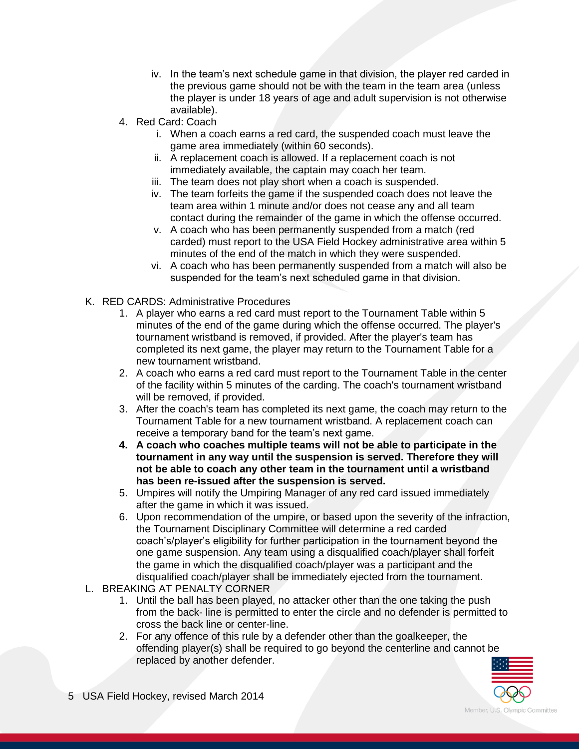iv. In the team's next schedule game in that division, the player red carded in the previous game should not be with the team in the team area (unless the player is under 18 years of age and adult supervision is not otherwise available).

4. Red Card: Coach
   i. When a coach earns a red card, the suspended coach must leave the game area immediately (within 60 seconds).
   ii. A replacement coach is allowed. If a replacement coach is not immediately available, the captain may coach her team.
   iii. The team does not play short when a coach is suspended.
   iv. The team forfeits the game if the suspended coach does not leave the team area within 1 minute and/or does not cease any and all team contact during the remainder of the game in which the offense occurred.
   v. A coach who has been permanently suspended from a match (red carded) must report to the USA Field Hockey administrative area within 5 minutes of the end of the match in which they were suspended.
   vi. A coach who has been permanently suspended from a match will also be suspended for the team's next scheduled game in that division.

K. RED CARDS: Administrative Procedures
1. A player who earns a red card must report to the Tournament Table within 5 minutes of the end of the game during which the offense occurred. The player's tournament wristband is removed, if provided. After the player's team has completed its next game, the player may return to the Tournament Table for a new tournament wristband.
2. A coach who earns a red card must report to the Tournament Table in the center of the facility within 5 minutes of the carding. The coach's tournament wristband will be removed, if provided.
3. After the coach's team has completed its next game, the coach may return to the Tournament Table for a new tournament wristband. A replacement coach can receive a temporary band for the team's next game.
4. **A coach who coaches multiple teams will not be able to participate in the tournament in any way until the suspension is served. Therefore they will not be able to coach any other team in the tournament until a wristband has been re-issued after the suspension is served.**
5. Umpires will notify the Umpiring Manager of any red card issued immediately after the game in which it was issued.
6. Upon recommendation of the umpire, or based upon the severity of the infraction, the Tournament Disciplinary Committee will determine a red carded coach's/player's eligibility for further participation in the tournament beyond the one game suspension. Any team using a disqualified coach/player shall forfeit the game in which the disqualified coach/player was a participant and the disqualified coach/player shall be immediately ejected from the tournament.

L. BREAKING AT PENALTY CORNER
1. Until the ball has been played, no attacker other than the one taking the push from the back- line is permitted to enter the circle and no defender is permitted to cross the back line or center-line.
2. For any offence of this rule by a defender other than the goalkeeper, the offending player(s) shall be required to go beyond the centerline and cannot be replaced by another defender.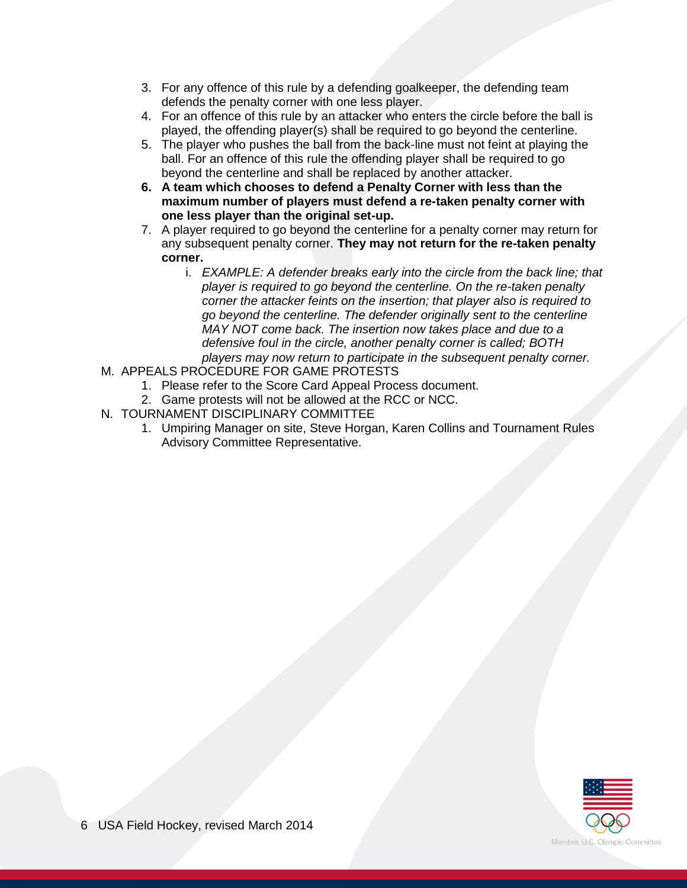3. For any offence of this rule by a defending goalkeeper, the defending team defends the penalty corner with one less player.
4. For an offence of this rule by an attacker who enters the circle before the ball is played, the offending player(s) shall be required to go beyond the centerline.
5. The player who pushes the ball from the back-line must not feint at playing the ball. For an offence of this rule the offending player shall be required to go beyond the centerline and shall be replaced by another attacker.
6. **A team which chooses to defend a Penalty Corner with less than the maximum number of players must defend a re-taken penalty corner with one less player than the original set-up.**
7. A player required to go beyond the centerline for a penalty corner may return for any subsequent penalty corner. **They may not return for the re-taken penalty corner.**
    i. *EXAMPLE: A defender breaks early into the circle from the back line; that player is required to go beyond the centerline. On the re-taken penalty corner the attacker feints on the insertion; that player also is required to go beyond the centerline. The defender originally sent to the centerline MAY NOT come back. The insertion now takes place and due to a defensive foul in the circle, another penalty corner is called; BOTH players may now return to participate in the subsequent penalty corner.*

M. APPEALS PROCEDURE FOR GAME PROTESTS
1. Please refer to the Score Card Appeal Process document.
2. Game protests will not be allowed at the RCC or NCC.

N. TOURNAMENT DISCIPLINARY COMMITTEE
1. Umpiring Manager on site, Steve Horgan, Karen Collins and Tournament Rules Advisory Committee Representative.